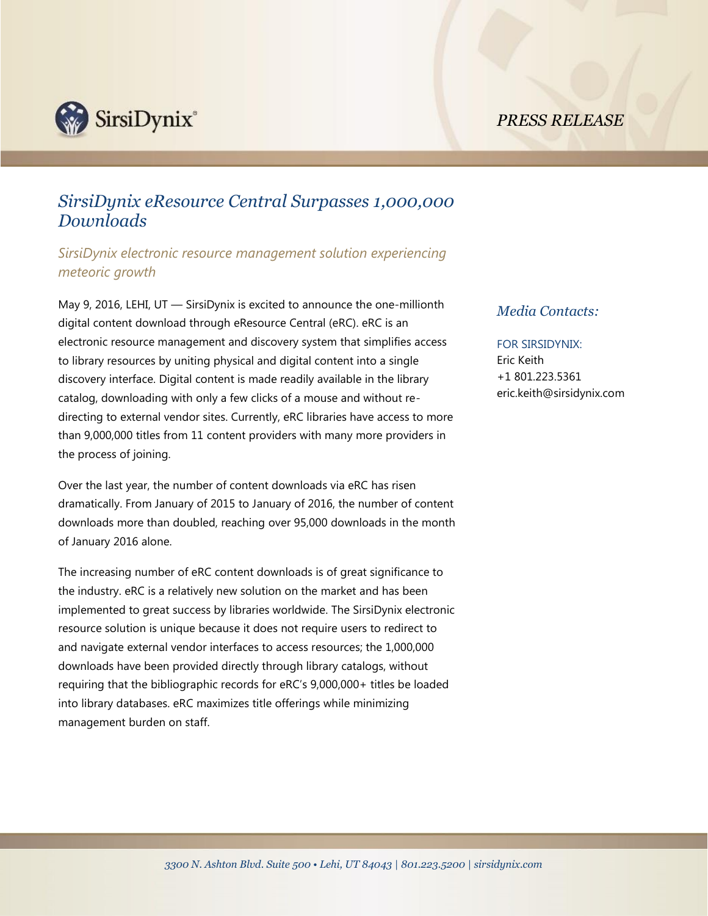*PRESS RELEASE*

# *SirsiDynix eResource Central Surpasses 1,000,000 Downloads*

## *SirsiDynix electronic resource management solution experiencing meteoric growth*

May 9, 2016, LEHI, UT — SirsiDynix is excited to announce the one-millionth digital content download through eResource Central (eRC). eRC is an electronic resource management and discovery system that simplifies access to library resources by uniting physical and digital content into a single discovery interface. Digital content is made readily available in the library catalog, downloading with only a few clicks of a mouse and without re-directing to external vendor sites. Currently, eRC libraries have access to more than 9,000,000 titles from 11 content providers with many more providers in the process of joining.

Over the last year, the number of content downloads via eRC has risen dramatically. From January of 2015 to January of 2016, the number of content downloads more than doubled, reaching over 95,000 downloads in the month of January 2016 alone.

The increasing number of eRC content downloads is of great significance to the industry. eRC is a relatively new solution on the market and has been implemented to great success by libraries worldwide. The SirsiDynix electronic resource solution is unique because it does not require users to redirect to and navigate external vendor interfaces to access resources; the 1,000,000 downloads have been provided directly through library catalogs, without requiring that the bibliographic records for eRC's 9,000,000+ titles be loaded into library databases. eRC maximizes title offerings while minimizing management burden on staff.

### *Media Contacts:*

FOR SIRSIDYNIX:
Eric Keith
+1 801.223.5361
eric.keith@sirsidynix.com

*3300 N. Ashton Blvd. Suite 500 • Lehi, UT 84043 | 801.223.5200 | sirsidynix.com*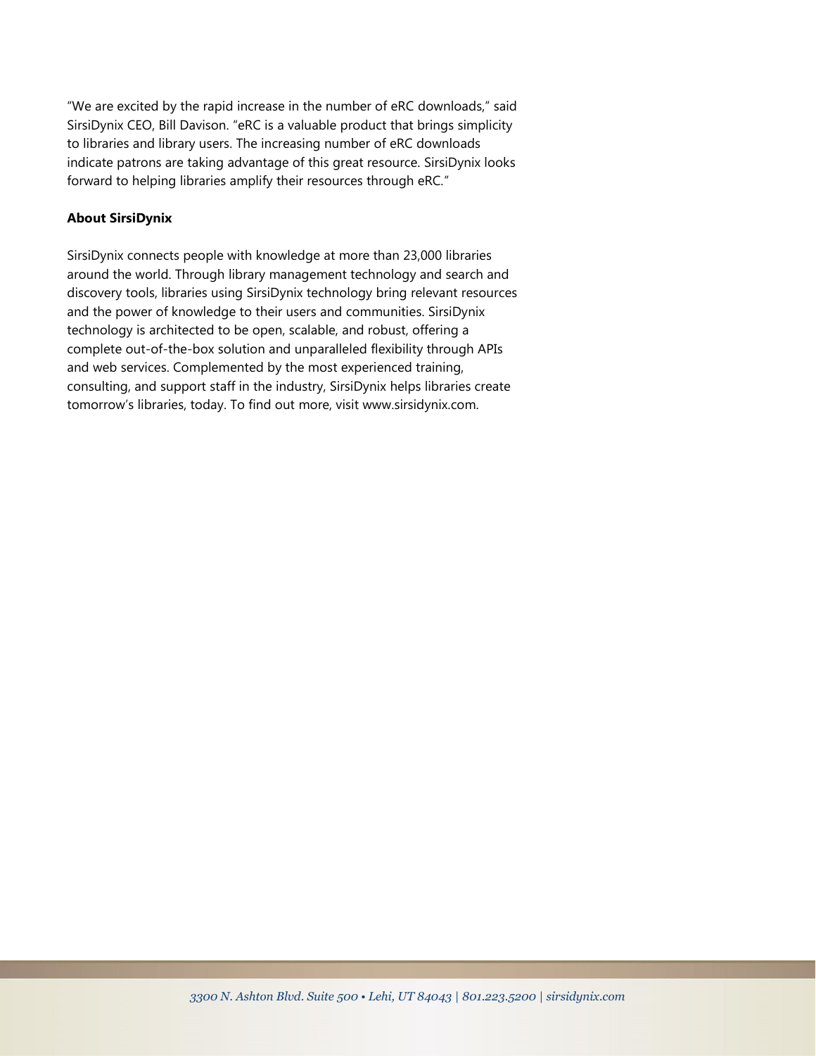"We are excited by the rapid increase in the number of eRC downloads," said SirsiDynix CEO, Bill Davison. "eRC is a valuable product that brings simplicity to libraries and library users. The increasing number of eRC downloads indicate patrons are taking advantage of this great resource. SirsiDynix looks forward to helping libraries amplify their resources through eRC."

**About SirsiDynix**

SirsiDynix connects people with knowledge at more than 23,000 libraries around the world. Through library management technology and search and discovery tools, libraries using SirsiDynix technology bring relevant resources and the power of knowledge to their users and communities. SirsiDynix technology is architected to be open, scalable, and robust, offering a complete out-of-the-box solution and unparalleled flexibility through APIs and web services. Complemented by the most experienced training, consulting, and support staff in the industry, SirsiDynix helps libraries create tomorrow's libraries, today. To find out more, visit www.sirsidynix.com.